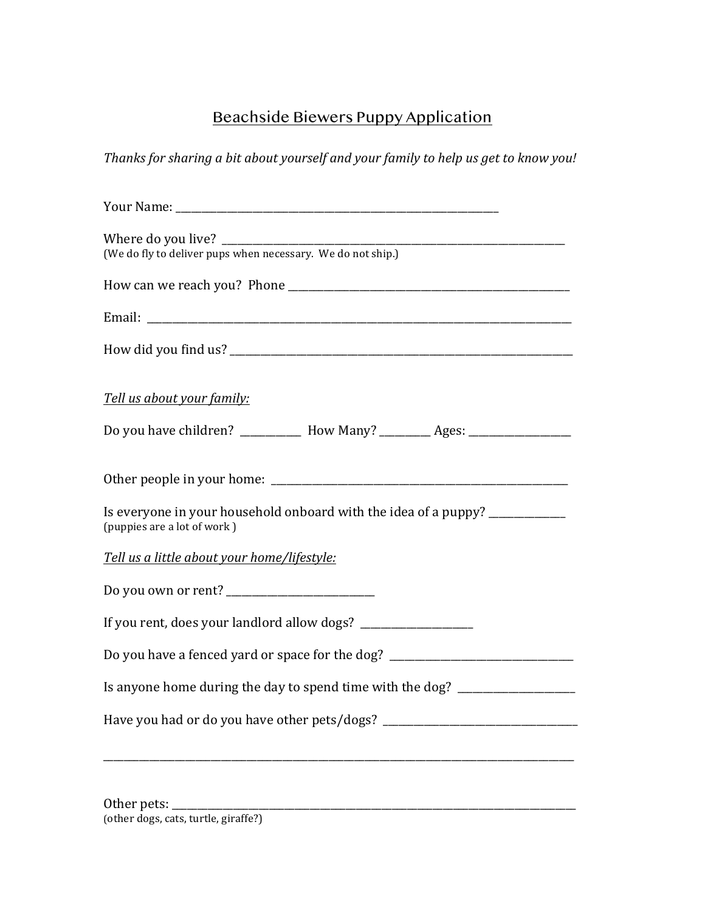# Beachside Biewers Puppy Application

*Thanks for sharing a bit about yourself and your family to help us get to know you!*

Your Name: ______________________________________________________________

Where do you live? ______________________________________________________________
(We do fly to deliver pups when necessary. We do not ship.)

How can we reach you? Phone ______________________________________________________

Email: ______________________________________________________________________________

How did you find us? _____________________________________________________________

*Tell us about your family:*

Do you have children? ___________ How Many? _________ Ages: __________________

Other people in your home: ______________________________________________________

Is everyone in your household onboard with the idea of a puppy? _____________
(puppies are a lot of work )

*Tell us a little about your home/lifestyle:*

Do you own or rent? ___________________________

If you rent, does your landlord allow dogs? ____________________

Do you have a fenced yard or space for the dog? _________________________________

Is anyone home during the day to spend time with the dog? _____________________

Have you had or do you have other pets/dogs? __________________________________

___________________________________________________________________________________

Other pets: ___________________________________________________________________________
(other dogs, cats, turtle, giraffe?)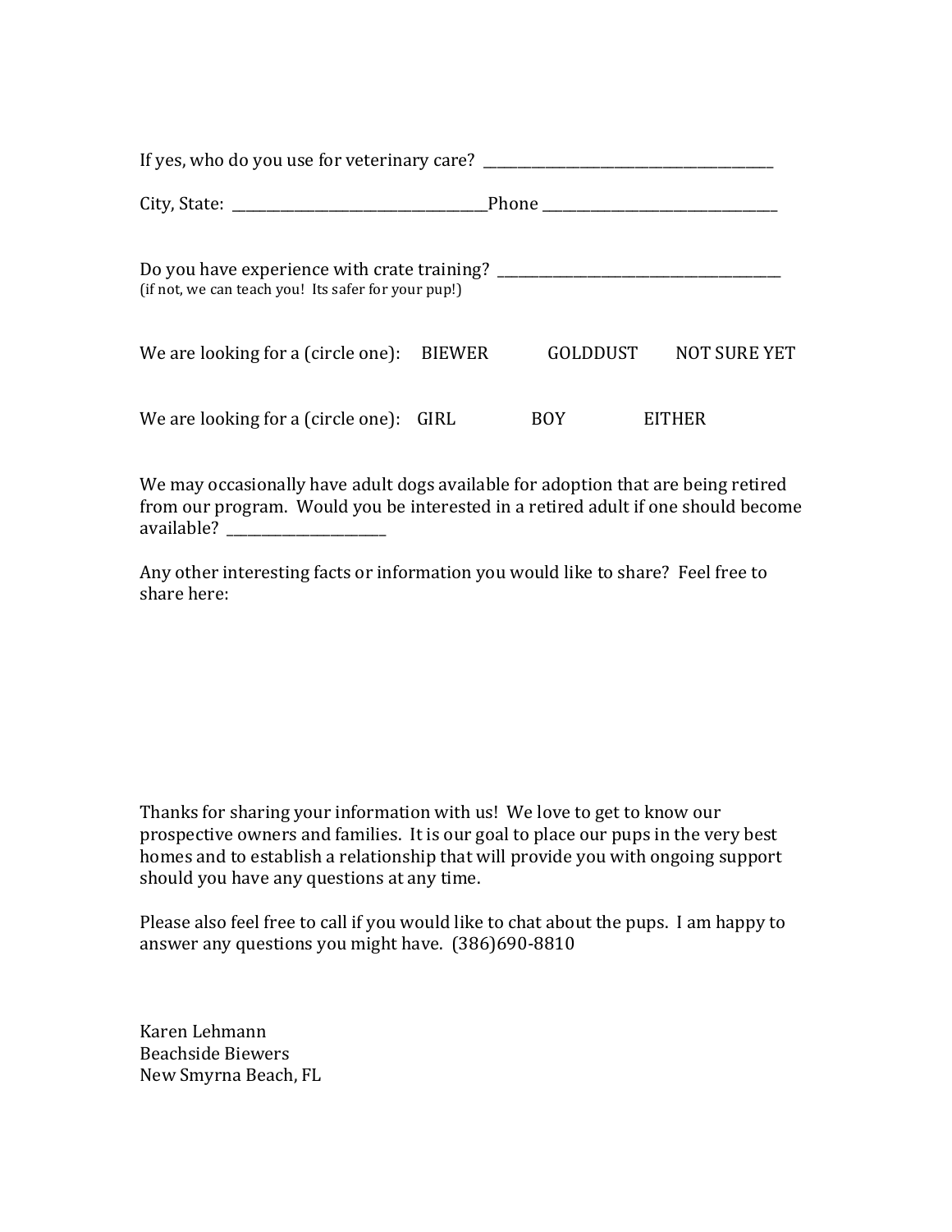If yes, who do you use for veterinary care? ________________________________________

City, State: ___________________________________Phone _________________________________

Do you have experience with crate training? ________________________________________
(if not, we can teach you! Its safer for your pup!)

We are looking for a (circle one): BIEWER GOLDDUST NOT SURE YET

We are looking for a (circle one): GIRL BOY EITHER

We may occasionally have adult dogs available for adoption that are being retired from our program. Would you be interested in a retired adult if one should become available? ______________________

Any other interesting facts or information you would like to share? Feel free to share here:

Thanks for sharing your information with us! We love to get to know our prospective owners and families. It is our goal to place our pups in the very best homes and to establish a relationship that will provide you with ongoing support should you have any questions at any time.

Please also feel free to call if you would like to chat about the pups. I am happy to answer any questions you might have. (386)690-8810

Karen Lehmann
Beachside Biewers
New Smyrna Beach, FL